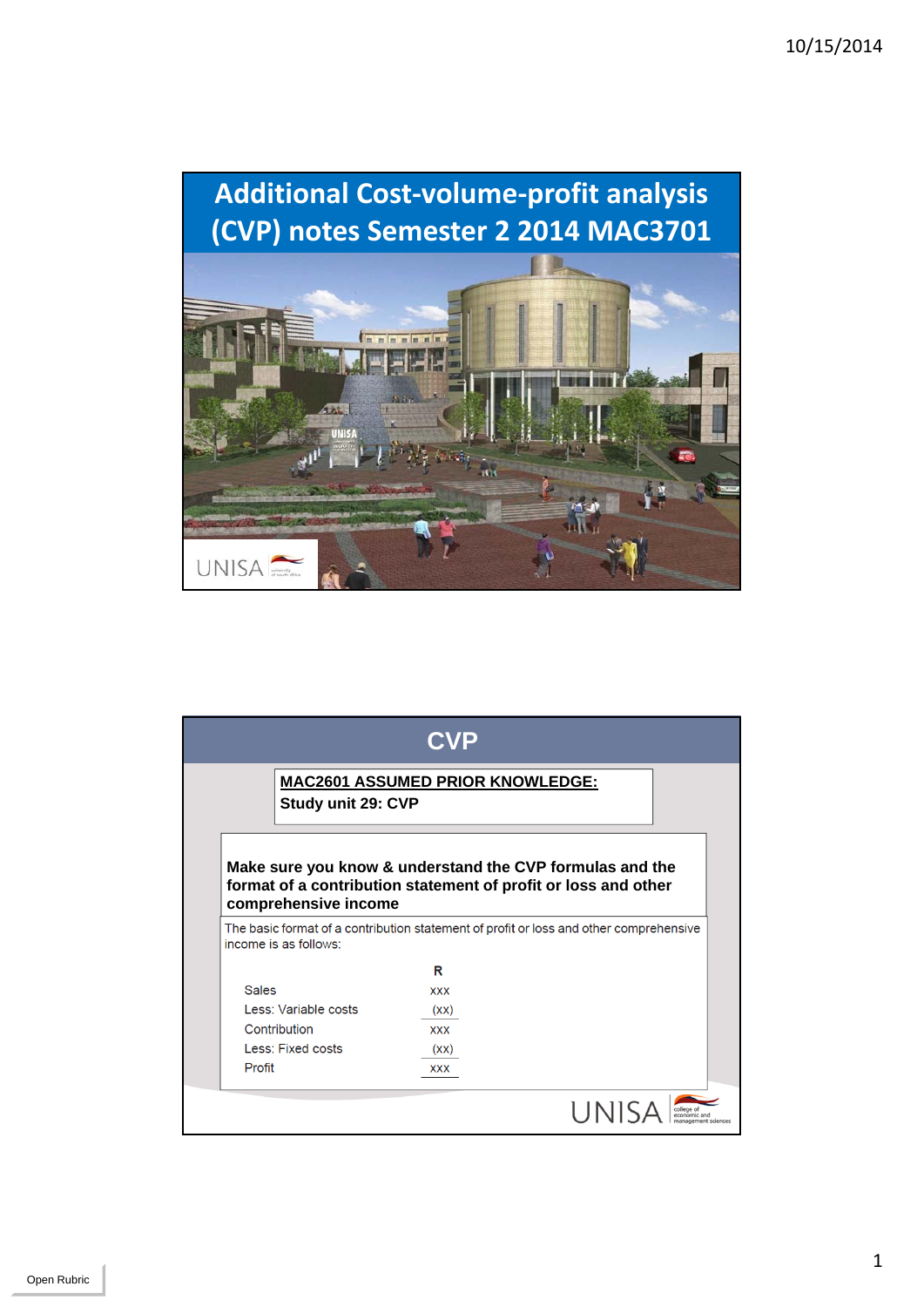# Additional Cost-volume-profit analysis (CVP) notes Semester 2 2014 MAC3701

## CVP

**MAC2601 ASSUMED PRIOR KNOWLEDGE:**

**Study unit 29: CVP**

**Make sure you know & understand the CVP formulas and the format of a contribution statement of profit or loss and other comprehensive income**

The basic format of a contribution statement of profit or loss and other comprehensive income is as follows:

| | R |
|---|---|
| Sales | xxx |
| Less: Variable costs | (xx) |
| Contribution | xxx |
| Less: Fixed costs | (xx) |
| Profit | xxx |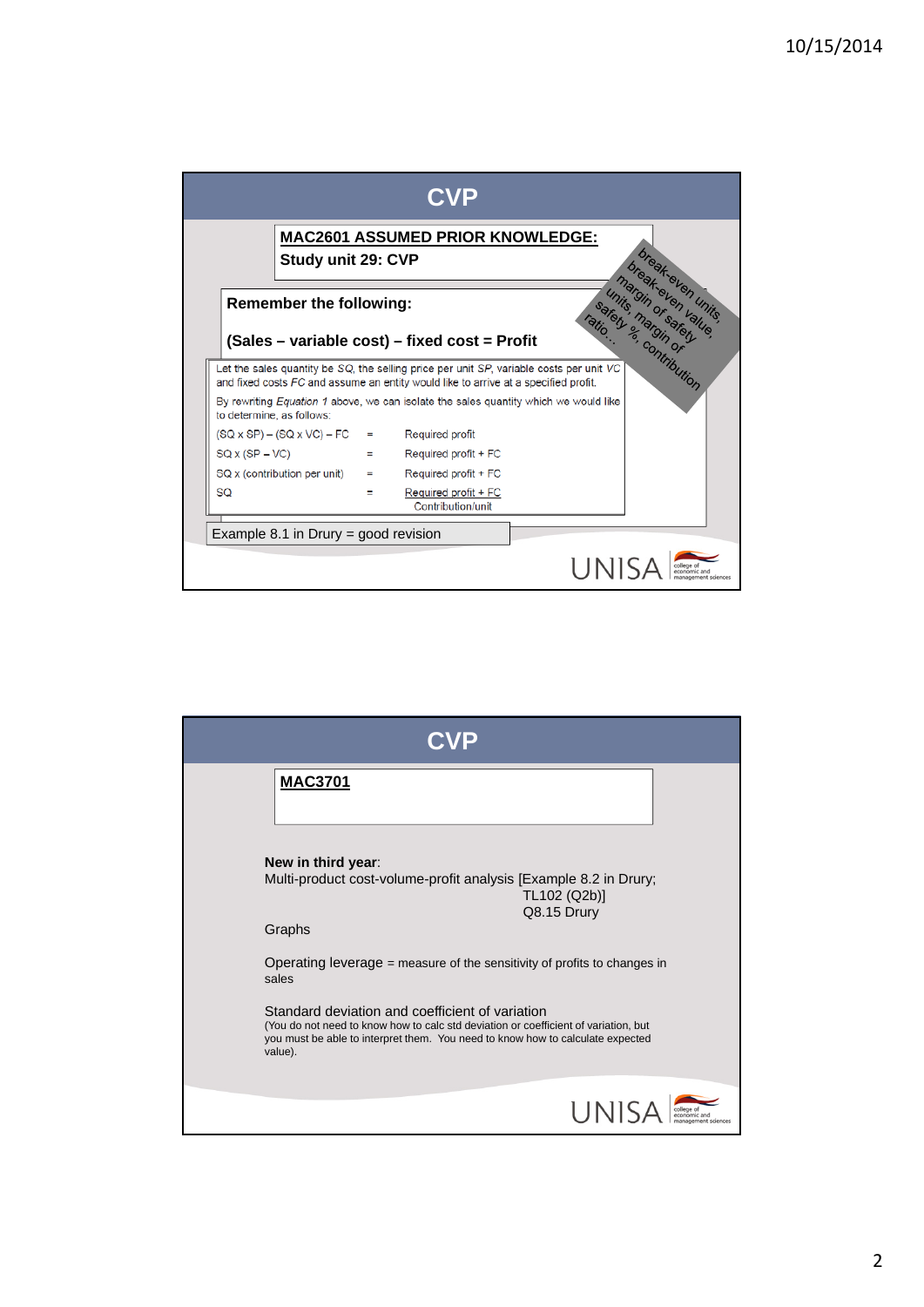## CVP

**MAC2601 ASSUMED PRIOR KNOWLEDGE:**

**Study unit 29: CVP**

**Remember the following:**

**(Sales – variable cost) – fixed cost = Profit**

break-even units, break-even value, margin of safety units, margin of safety %, contribution ratio…

Let the sales quantity be *SQ*, the selling price per unit *SP*, variable costs per unit *VC* and fixed costs *FC* and assume an entity would like to arrive at a specified profit.

By rewriting *Equation 1* above, we can isolate the sales quantity which we would like to determine, as follows:

| | | |
|---|---|---|
| (SQ x SP) – (SQ x VC) – FC | = | Required profit |
| SQ x (SP – VC) | = | Required profit + FC |
| SQ x (contribution per unit) | = | Required profit + FC |
| SQ | = | $\frac{\text{Required profit + FC}}{\text{Contribution/unit}}$ |

Example 8.1 in Drury = good revision

## CVP

**MAC3701**

**New in third year**:

Multi-product cost-volume-profit analysis [Example 8.2 in Drury; TL102 (Q2b)] Q8.15 Drury

Graphs

Operating leverage = measure of the sensitivity of profits to changes in sales

Standard deviation and coefficient of variation

(You do not need to know how to calc std deviation or coefficient of variation, but you must be able to interpret them. You need to know how to calculate expected value).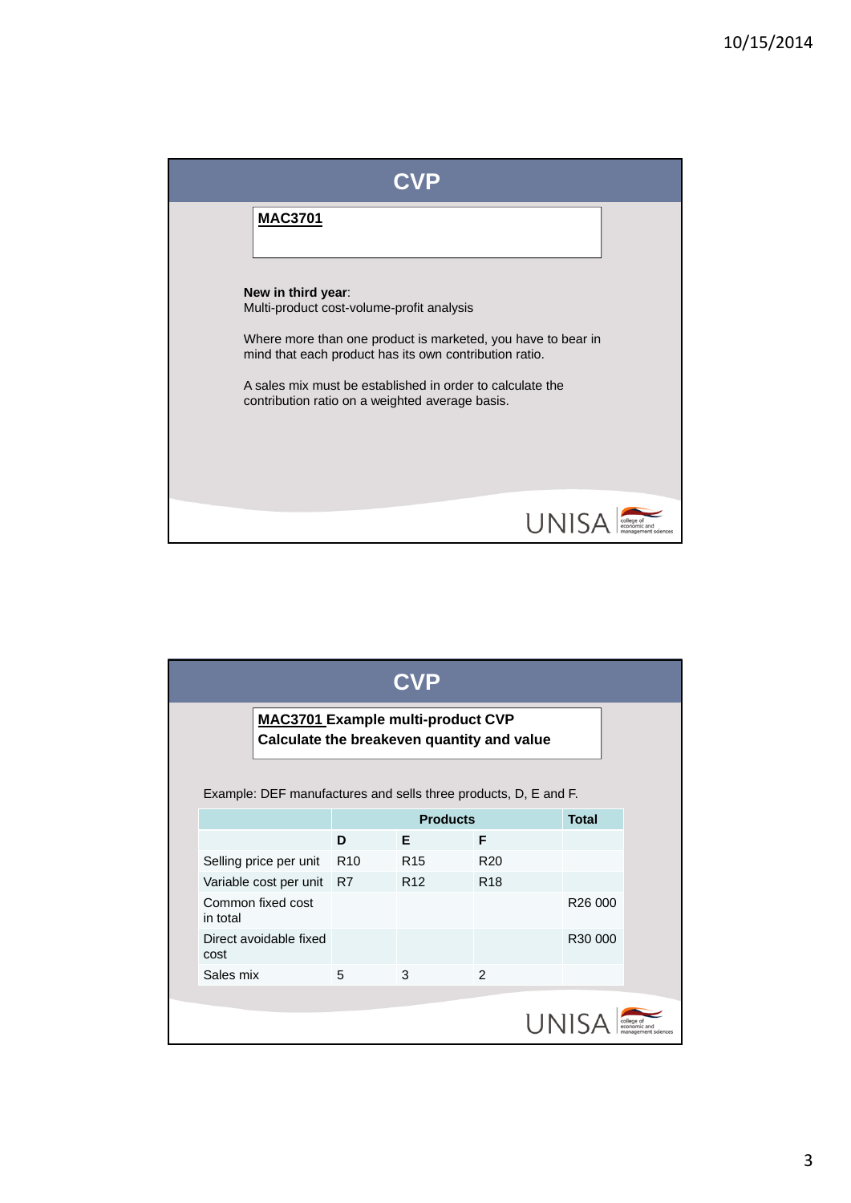## CVP

**MAC3701**

**New in third year**:
Multi-product cost-volume-profit analysis

Where more than one product is marketed, you have to bear in mind that each product has its own contribution ratio.

A sales mix must be established in order to calculate the contribution ratio on a weighted average basis.

## CVP

**MAC3701 Example multi-product CVP**
**Calculate the breakeven quantity and value**

Example: DEF manufactures and sells three products, D, E and F.

| | Products | | | Total |
|---|---|---|---|---|
| | D | E | F | |
| Selling price per unit | R10 | R15 | R20 | |
| Variable cost per unit | R7 | R12 | R18 | |
| Common fixed cost in total | | | | R26 000 |
| Direct avoidable fixed cost | | | | R30 000 |
| Sales mix | 5 | 3 | 2 | |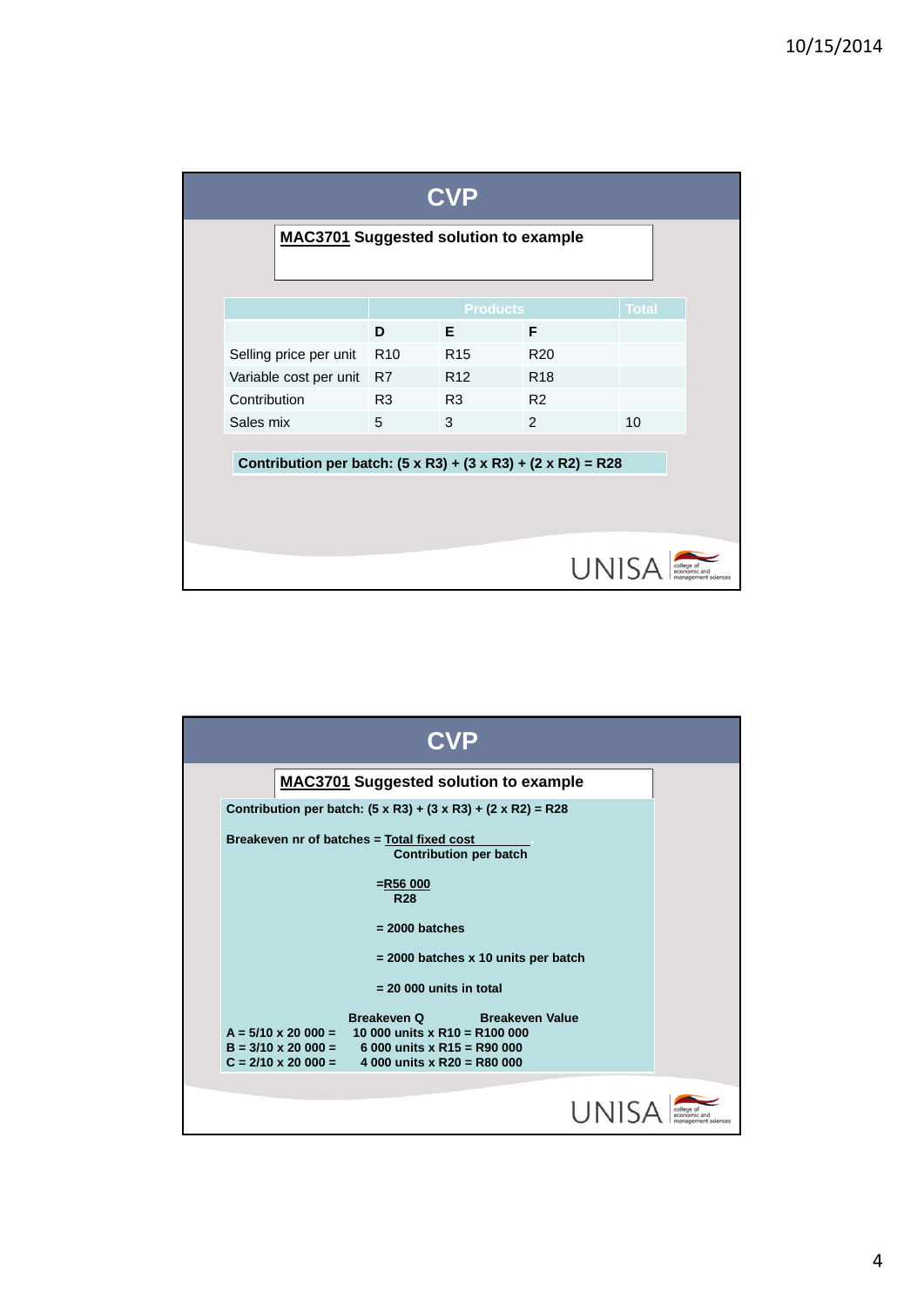## CVP

**MAC3701 Suggested solution to example**

| | Products | | | Total |
|---|---|---|---|---|
| | **D** | **E** | **F** | |
| Selling price per unit | R10 | R15 | R20 | |
| Variable cost per unit | R7 | R12 | R18 | |
| Contribution | R3 | R3 | R2 | |
| Sales mix | 5 | 3 | 2 | 10 |

**Contribution per batch: (5 x R3) + (3 x R3) + (2 x R2) = R28**

## CVP

**MAC3701 Suggested solution to example**

**Contribution per batch: (5 x R3) + (3 x R3) + (2 x R2) = R28**

**Breakeven nr of batches = Total fixed cost / Contribution per batch**

**= R56 000 / R28**

**= 2000 batches**

**= 2000 batches x 10 units per batch**

**= 20 000 units in total**

| | Breakeven Q | Breakeven Value |
|---|---|---|
| A = 5/10 x 20 000 = | 10 000 units x R10 = | R100 000 |
| B = 3/10 x 20 000 = | 6 000 units x R15 = | R90 000 |
| C = 2/10 x 20 000 = | 4 000 units x R20 = | R80 000 |